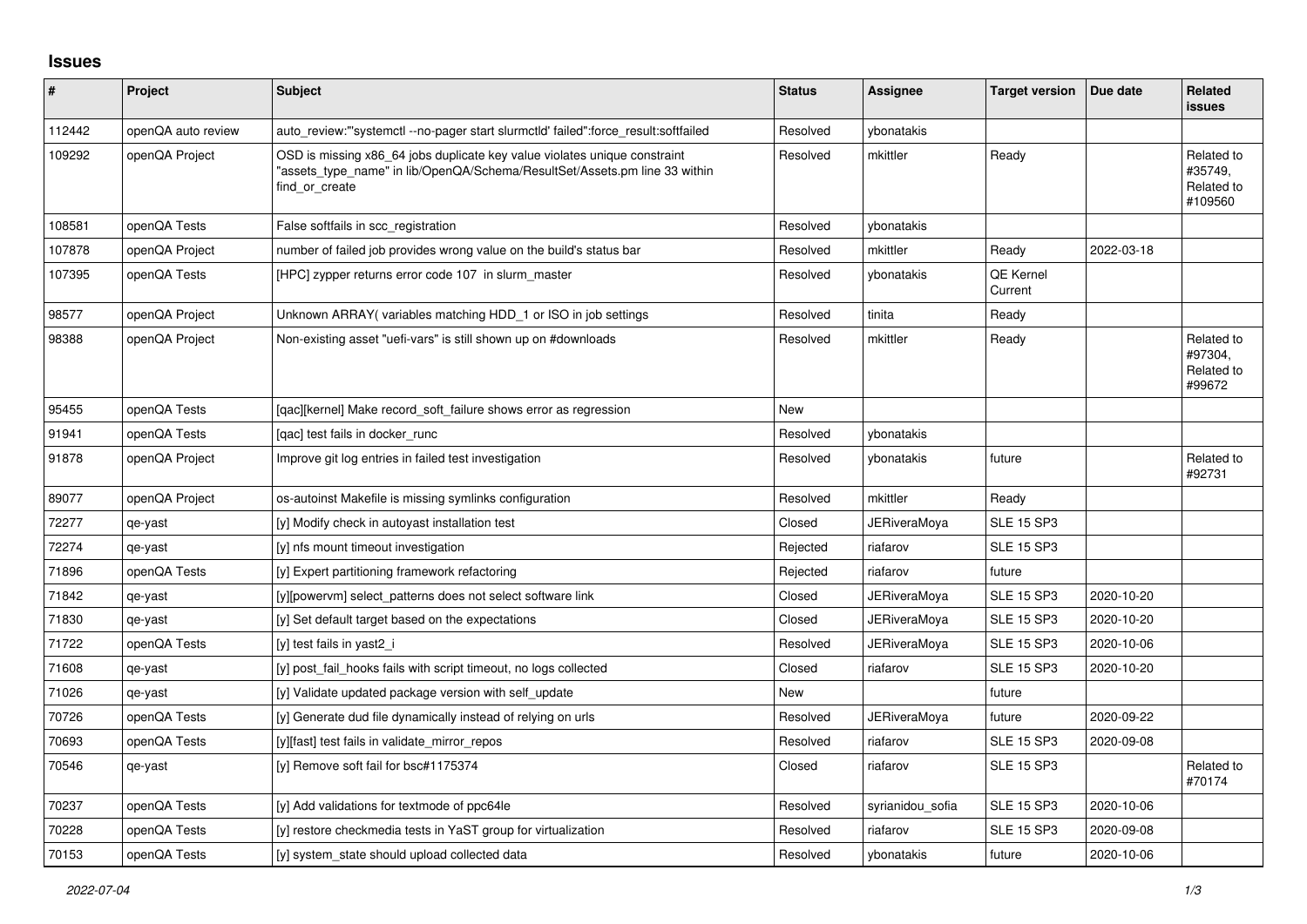# Issues

| # | Project | Subject | Status | Assignee | Target version | Due date | Related issues |
|---|---|---|---|---|---|---|---|
| 112442 | openQA auto review | auto_review:"'systemctl --no-pager start slurmctld' failed":force_result:softfailed | Resolved | ybonatakis | | | |
| 109292 | openQA Project | OSD is missing x86_64 jobs duplicate key value violates unique constraint "assets_type_name" in lib/OpenQA/Schema/ResultSet/Assets.pm line 33 within find_or_create | Resolved | mkittler | Ready | | Related to #35749, Related to #109560 |
| 108581 | openQA Tests | False softfails in scc_registration | Resolved | ybonatakis | | | |
| 107878 | openQA Project | number of failed job provides wrong value on the build's status bar | Resolved | mkittler | Ready | 2022-03-18 | |
| 107395 | openQA Tests | [HPC] zypper returns error code 107 in slurm_master | Resolved | ybonatakis | QE Kernel Current | | |
| 98577 | openQA Project | Unknown ARRAY( variables matching HDD_1 or ISO in job settings | Resolved | tinita | Ready | | |
| 98388 | openQA Project | Non-existing asset "uefi-vars" is still shown up on #downloads | Resolved | mkittler | Ready | | Related to #97304, Related to #99672 |
| 95455 | openQA Tests | [qac][kernel] Make record_soft_failure shows error as regression | New | | | | |
| 91941 | openQA Tests | [qac] test fails in docker_runc | Resolved | ybonatakis | | | |
| 91878 | openQA Project | Improve git log entries in failed test investigation | Resolved | ybonatakis | future | | Related to #92731 |
| 89077 | openQA Project | os-autoinst Makefile is missing symlinks configuration | Resolved | mkittler | Ready | | |
| 72277 | qe-yast | [y] Modify check in autoyast installation test | Closed | JERiveraMoya | SLE 15 SP3 | | |
| 72274 | qe-yast | [y] nfs mount timeout investigation | Rejected | riafarov | SLE 15 SP3 | | |
| 71896 | openQA Tests | [y] Expert partitioning framework refactoring | Rejected | riafarov | future | | |
| 71842 | qe-yast | [y][powervm] select_patterns does not select software link | Closed | JERiveraMoya | SLE 15 SP3 | 2020-10-20 | |
| 71830 | qe-yast | [y] Set default target based on the expectations | Closed | JERiveraMoya | SLE 15 SP3 | 2020-10-20 | |
| 71722 | openQA Tests | [y] test fails in yast2_i | Resolved | JERiveraMoya | SLE 15 SP3 | 2020-10-06 | |
| 71608 | qe-yast | [y] post_fail_hooks fails with script timeout, no logs collected | Closed | riafarov | SLE 15 SP3 | 2020-10-20 | |
| 71026 | qe-yast | [y] Validate updated package version with self_update | New | | future | | |
| 70726 | openQA Tests | [y] Generate dud file dynamically instead of relying on urls | Resolved | JERiveraMoya | future | 2020-09-22 | |
| 70693 | openQA Tests | [y][fast] test fails in validate_mirror_repos | Resolved | riafarov | SLE 15 SP3 | 2020-09-08 | |
| 70546 | qe-yast | [y] Remove soft fail for bsc#1175374 | Closed | riafarov | SLE 15 SP3 | | Related to #70174 |
| 70237 | openQA Tests | [y] Add validations for textmode of ppc64le | Resolved | syrianidou_sofia | SLE 15 SP3 | 2020-10-06 | |
| 70228 | openQA Tests | [y] restore checkmedia tests in YaST group for virtualization | Resolved | riafarov | SLE 15 SP3 | 2020-09-08 | |
| 70153 | openQA Tests | [y] system_state should upload collected data | Resolved | ybonatakis | future | 2020-10-06 | |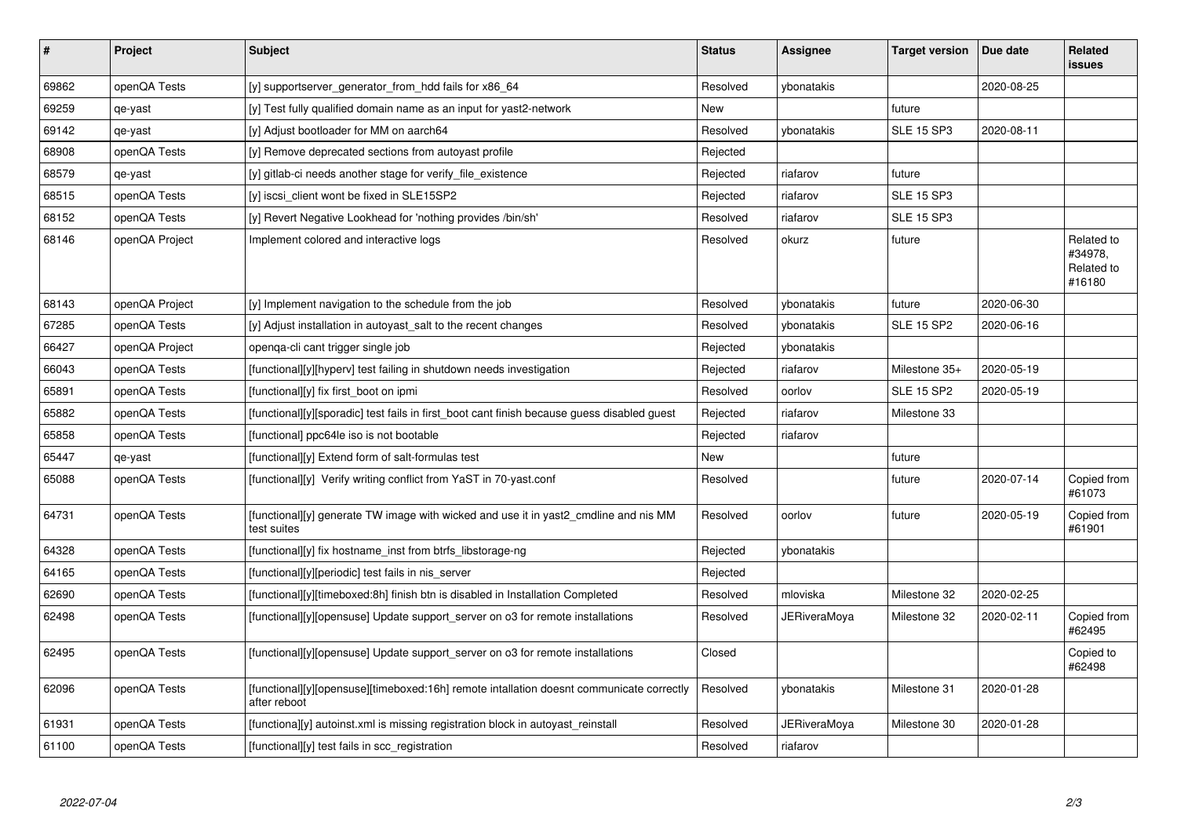| # | Project | Subject | Status | Assignee | Target version | Due date | Related issues |
|---|---|---|---|---|---|---|---|
| 69862 | openQA Tests | [y] supportserver_generator_from_hdd fails for x86_64 | Resolved | ybonatakis | | 2020-08-25 | |
| 69259 | qe-yast | [y] Test fully qualified domain name as an input for yast2-network | New | | future | | |
| 69142 | qe-yast | [y] Adjust bootloader for MM on aarch64 | Resolved | ybonatakis | SLE 15 SP3 | 2020-08-11 | |
| 68908 | openQA Tests | [y] Remove deprecated sections from autoyast profile | Rejected | | | | |
| 68579 | qe-yast | [y] gitlab-ci needs another stage for verify_file_existence | Rejected | riafarov | future | | |
| 68515 | openQA Tests | [y] iscsi_client wont be fixed in SLE15SP2 | Rejected | riafarov | SLE 15 SP3 | | |
| 68152 | openQA Tests | [y] Revert Negative Lookhead for 'nothing provides /bin/sh' | Resolved | riafarov | SLE 15 SP3 | | |
| 68146 | openQA Project | Implement colored and interactive logs | Resolved | okurz | future | | Related to #34978, Related to #16180 |
| 68143 | openQA Project | [y] Implement navigation to the schedule from the job | Resolved | ybonatakis | future | 2020-06-30 | |
| 67285 | openQA Tests | [y] Adjust installation in autoyast_salt to the recent changes | Resolved | ybonatakis | SLE 15 SP2 | 2020-06-16 | |
| 66427 | openQA Project | openqa-cli cant trigger single job | Rejected | ybonatakis | | | |
| 66043 | openQA Tests | [functional][y][hyperv] test failing in shutdown needs investigation | Rejected | riafarov | Milestone 35+ | 2020-05-19 | |
| 65891 | openQA Tests | [functional][y] fix first_boot on ipmi | Resolved | oorlov | SLE 15 SP2 | 2020-05-19 | |
| 65882 | openQA Tests | [functional][y][sporadic] test fails in first_boot cant finish because guess disabled guest | Rejected | riafarov | Milestone 33 | | |
| 65858 | openQA Tests | [functional] ppc64le iso is not bootable | Rejected | riafarov | | | |
| 65447 | qe-yast | [functional][y] Extend form of salt-formulas test | New | | future | | |
| 65088 | openQA Tests | [functional][y] Verify writing conflict from YaST in 70-yast.conf | Resolved | | future | 2020-07-14 | Copied from #61073 |
| 64731 | openQA Tests | [functional][y] generate TW image with wicked and use it in yast2_cmdline and nis MM test suites | Resolved | oorlov | future | 2020-05-19 | Copied from #61901 |
| 64328 | openQA Tests | [functional][y] fix hostname_inst from btrfs_libstorage-ng | Rejected | ybonatakis | | | |
| 64165 | openQA Tests | [functional][y][periodic] test fails in nis_server | Rejected | | | | |
| 62690 | openQA Tests | [functional][y][timeboxed:8h] finish btn is disabled in Installation Completed | Resolved | mloviska | Milestone 32 | 2020-02-25 | |
| 62498 | openQA Tests | [functional][y][opensuse] Update support_server on o3 for remote installations | Resolved | JERiveraMoya | Milestone 32 | 2020-02-11 | Copied from #62495 |
| 62495 | openQA Tests | [functional][y][opensuse] Update support_server on o3 for remote installations | Closed | | | | Copied to #62498 |
| 62096 | openQA Tests | [functional][y][opensuse][timeboxed:16h] remote intallation doesnt communicate correctly after reboot | Resolved | ybonatakis | Milestone 31 | 2020-01-28 | |
| 61931 | openQA Tests | [functional][y] autoinst.xml is missing registration block in autoyast_reinstall | Resolved | JERiveraMoya | Milestone 30 | 2020-01-28 | |
| 61100 | openQA Tests | [functional][y] test fails in scc_registration | Resolved | riafarov | | | |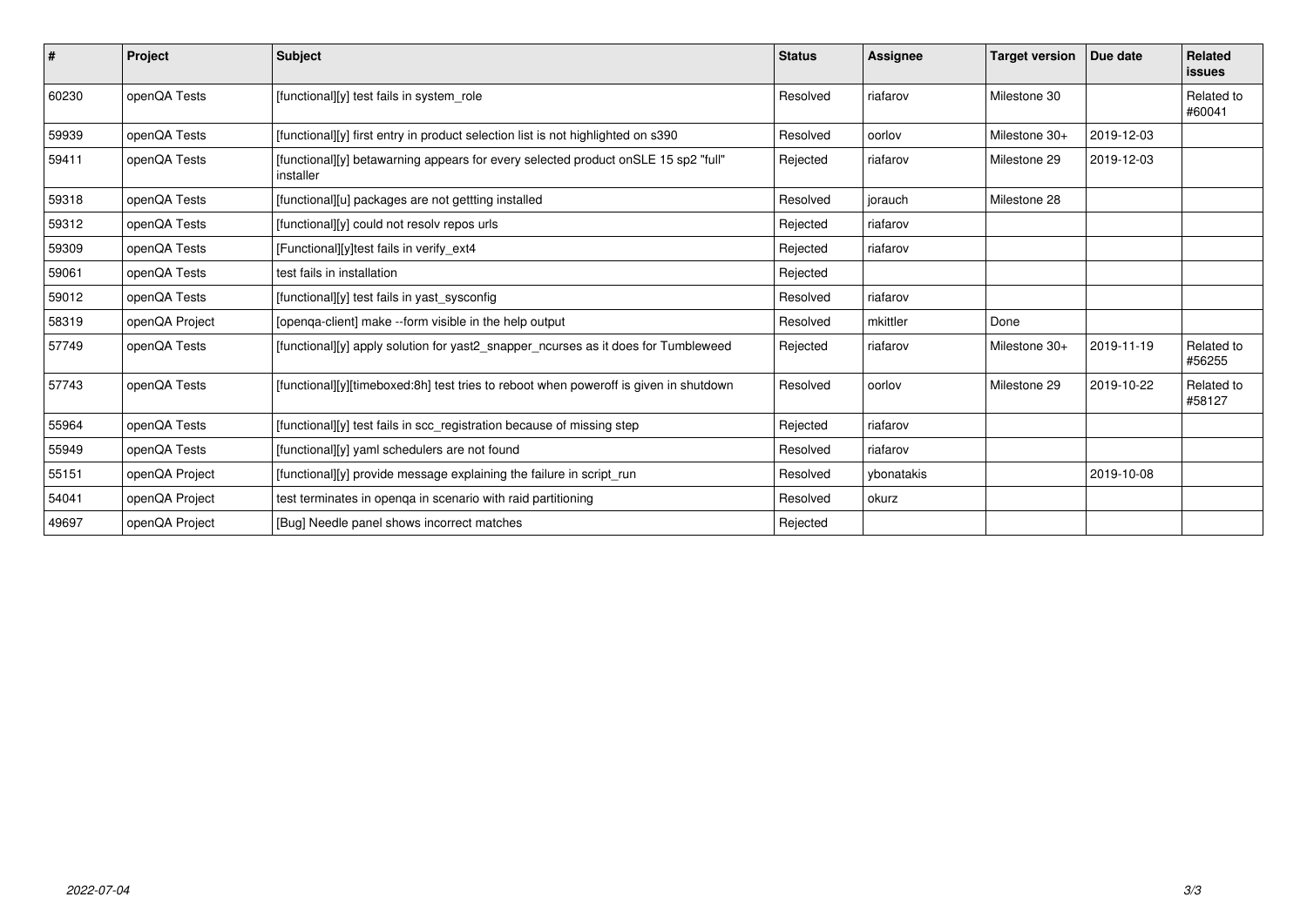| # | Project | Subject | Status | Assignee | Target version | Due date | Related issues |
|---|---|---|---|---|---|---|---|
| 60230 | openQA Tests | [functional][y] test fails in system_role | Resolved | riafarov | Milestone 30 | | Related to #60041 |
| 59939 | openQA Tests | [functional][y] first entry in product selection list is not highlighted on s390 | Resolved | oorlov | Milestone 30+ | 2019-12-03 | |
| 59411 | openQA Tests | [functional][y] betawarning appears for every selected product onSLE 15 sp2 "full" installer | Rejected | riafarov | Milestone 29 | 2019-12-03 | |
| 59318 | openQA Tests | [functional][u] packages are not gettting installed | Resolved | jorauch | Milestone 28 | | |
| 59312 | openQA Tests | [functional][y] could not resolv repos urls | Rejected | riafarov | | | |
| 59309 | openQA Tests | [Functional][y]test fails in verify_ext4 | Rejected | riafarov | | | |
| 59061 | openQA Tests | test fails in installation | Rejected | | | | |
| 59012 | openQA Tests | [functional][y] test fails in yast_sysconfig | Resolved | riafarov | | | |
| 58319 | openQA Project | [openqa-client] make --form visible in the help output | Resolved | mkittler | Done | | |
| 57749 | openQA Tests | [functional][y] apply solution for yast2_snapper_ncurses as it does for Tumbleweed | Rejected | riafarov | Milestone 30+ | 2019-11-19 | Related to #56255 |
| 57743 | openQA Tests | [functional][y][timeboxed:8h] test tries to reboot when poweroff is given in shutdown | Resolved | oorlov | Milestone 29 | 2019-10-22 | Related to #58127 |
| 55964 | openQA Tests | [functional][y] test fails in scc_registration because of missing step | Rejected | riafarov | | | |
| 55949 | openQA Tests | [functional][y] yaml schedulers are not found | Resolved | riafarov | | | |
| 55151 | openQA Project | [functional][y] provide message explaining the failure in script_run | Resolved | ybonatakis | | 2019-10-08 | |
| 54041 | openQA Project | test terminates in openqa in scenario with raid partitioning | Resolved | okurz | | | |
| 49697 | openQA Project | [Bug] Needle panel shows incorrect matches | Rejected | | | | |